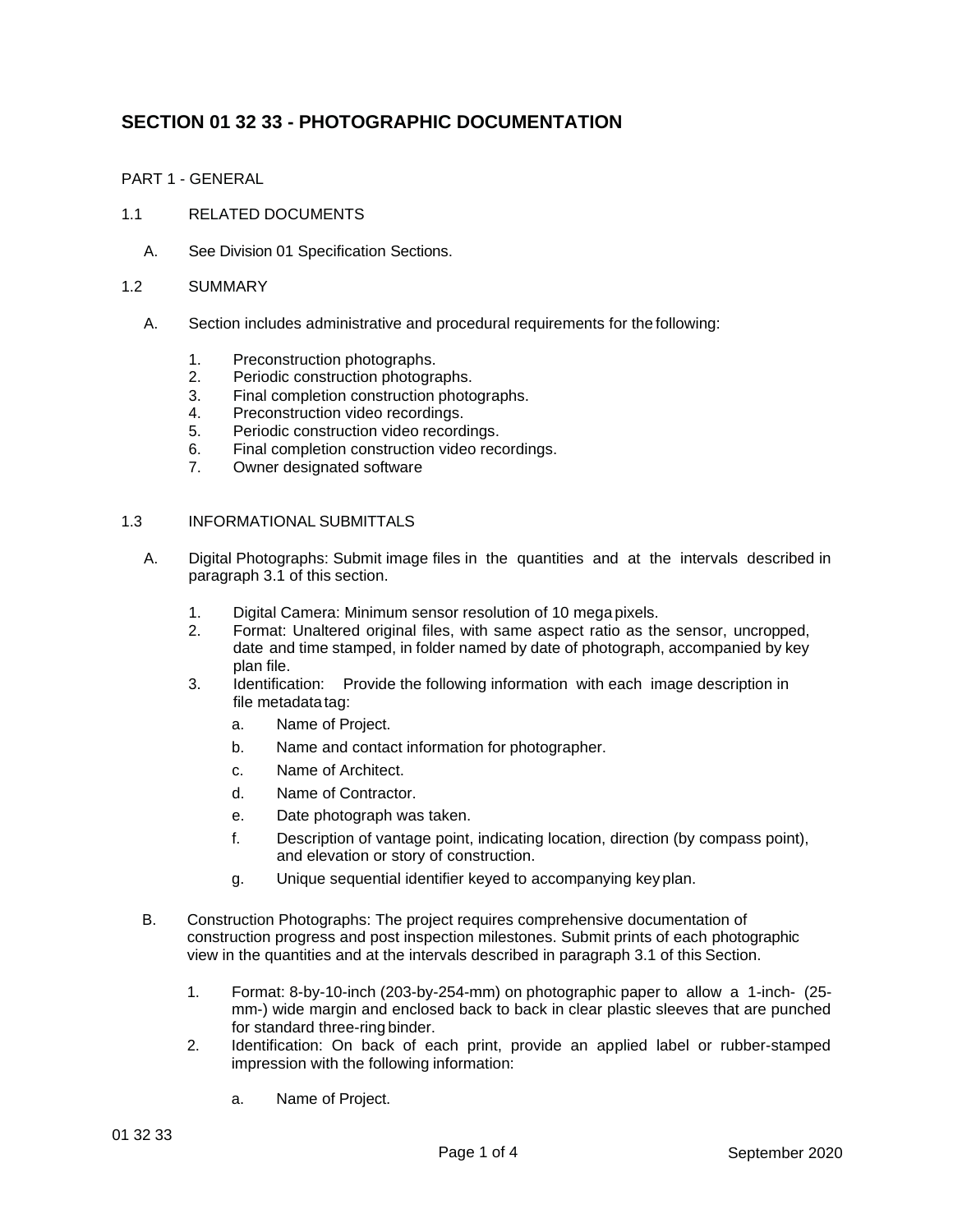# SECTION 01 32 33 - PHOTOGRAPHIC DOCUMENTATION

PART 1 - GENERAL

1.1 RELATED DOCUMENTS

A. See Division 01 Specification Sections.

1.2 SUMMARY

A. Section includes administrative and procedural requirements for the following:

1. Preconstruction photographs.
2. Periodic construction photographs.
3. Final completion construction photographs.
4. Preconstruction video recordings.
5. Periodic construction video recordings.
6. Final completion construction video recordings.
7. Owner designated software

1.3 INFORMATIONAL SUBMITTALS

A. Digital Photographs: Submit image files in the quantities and at the intervals described in paragraph 3.1 of this section.

1. Digital Camera: Minimum sensor resolution of 10 mega pixels.
2. Format: Unaltered original files, with same aspect ratio as the sensor, uncropped, date and time stamped, in folder named by date of photograph, accompanied by key plan file.
3. Identification: Provide the following information with each image description in file metadata tag:
   a. Name of Project.
   b. Name and contact information for photographer.
   c. Name of Architect.
   d. Name of Contractor.
   e. Date photograph was taken.
   f. Description of vantage point, indicating location, direction (by compass point), and elevation or story of construction.
   g. Unique sequential identifier keyed to accompanying key plan.

B. Construction Photographs: The project requires comprehensive documentation of construction progress and post inspection milestones. Submit prints of each photographic view in the quantities and at the intervals described in paragraph 3.1 of this Section.

1. Format: 8-by-10-inch (203-by-254-mm) on photographic paper to allow a 1-inch- (25-mm-) wide margin and enclosed back to back in clear plastic sleeves that are punched for standard three-ring binder.
2. Identification: On back of each print, provide an applied label or rubber-stamped impression with the following information:
   a. Name of Project.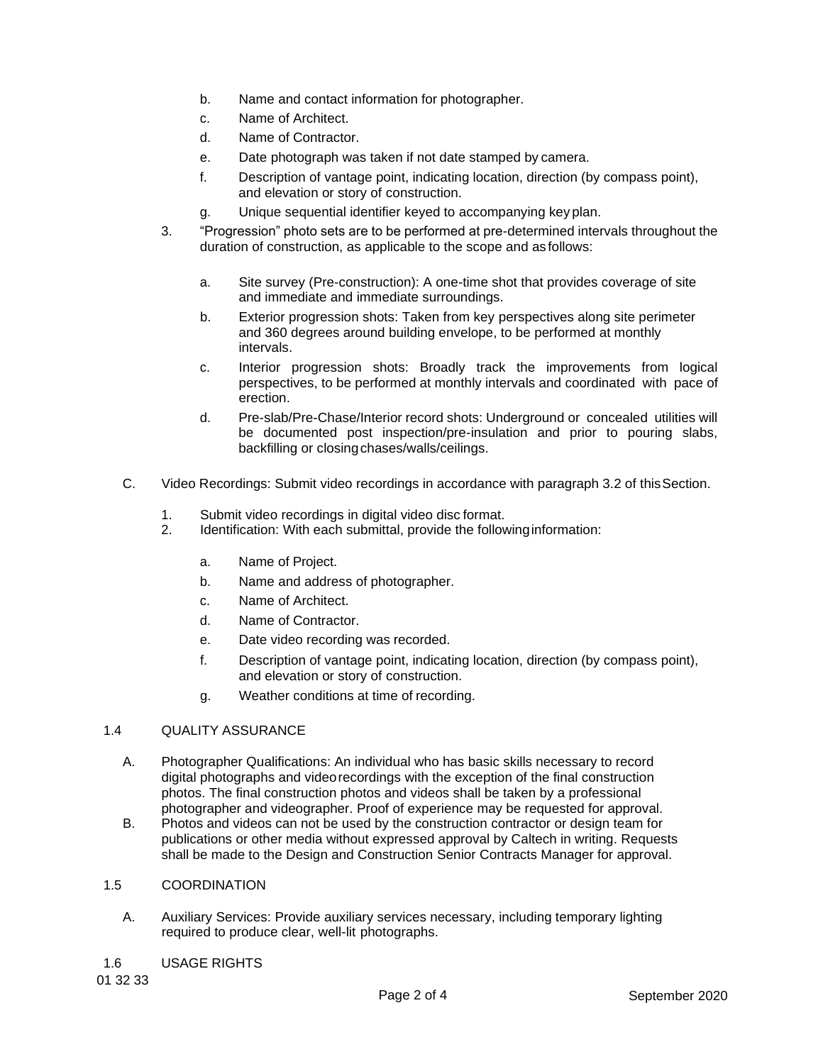b. Name and contact information for photographer.
c. Name of Architect.
d. Name of Contractor.
e. Date photograph was taken if not date stamped by camera.
f. Description of vantage point, indicating location, direction (by compass point), and elevation or story of construction.
g. Unique sequential identifier keyed to accompanying key plan.

3. "Progression" photo sets are to be performed at pre-determined intervals throughout the duration of construction, as applicable to the scope and as follows:

   a. Site survey (Pre-construction): A one-time shot that provides coverage of site and immediate and immediate surroundings.
   b. Exterior progression shots: Taken from key perspectives along site perimeter and 360 degrees around building envelope, to be performed at monthly intervals.
   c. Interior progression shots: Broadly track the improvements from logical perspectives, to be performed at monthly intervals and coordinated with pace of erection.
   d. Pre-slab/Pre-Chase/Interior record shots: Underground or concealed utilities will be documented post inspection/pre-insulation and prior to pouring slabs, backfilling or closing chases/walls/ceilings.

C. Video Recordings: Submit video recordings in accordance with paragraph 3.2 of this Section.

1. Submit video recordings in digital video disc format.
2. Identification: With each submittal, provide the following information:

   a. Name of Project.
   b. Name and address of photographer.
   c. Name of Architect.
   d. Name of Contractor.
   e. Date video recording was recorded.
   f. Description of vantage point, indicating location, direction (by compass point), and elevation or story of construction.
   g. Weather conditions at time of recording.

## 1.4 QUALITY ASSURANCE

A. Photographer Qualifications: An individual who has basic skills necessary to record digital photographs and video recordings with the exception of the final construction photos. The final construction photos and videos shall be taken by a professional photographer and videographer. Proof of experience may be requested for approval.
B. Photos and videos can not be used by the construction contractor or design team for publications or other media without expressed approval by Caltech in writing. Requests shall be made to the Design and Construction Senior Contracts Manager for approval.

## 1.5 COORDINATION

A. Auxiliary Services: Provide auxiliary services necessary, including temporary lighting required to produce clear, well-lit photographs.

## 1.6 USAGE RIGHTS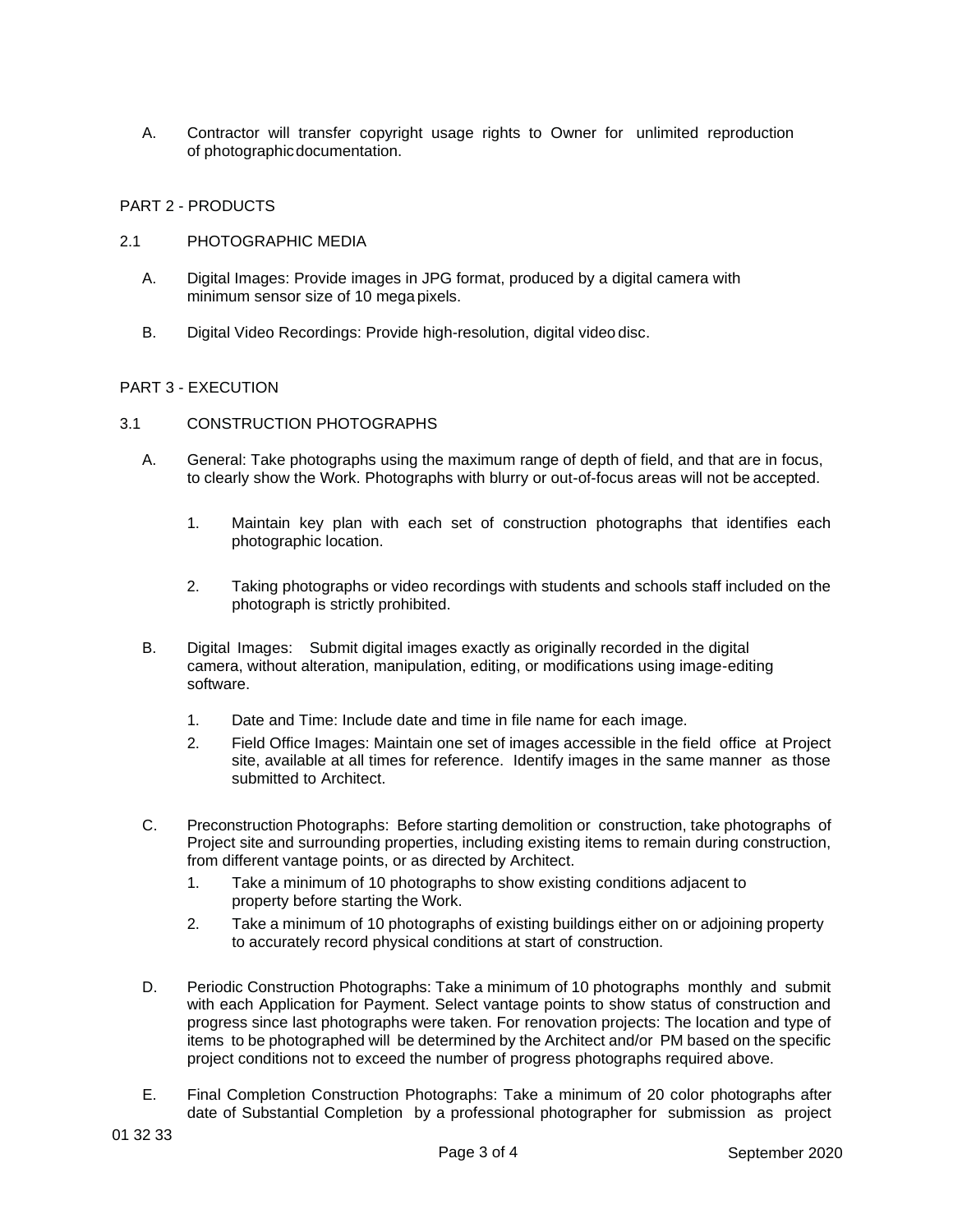A. Contractor will transfer copyright usage rights to Owner for unlimited reproduction of photographic documentation.

## PART 2 - PRODUCTS

### 2.1 PHOTOGRAPHIC MEDIA

A. Digital Images: Provide images in JPG format, produced by a digital camera with minimum sensor size of 10 mega pixels.

B. Digital Video Recordings: Provide high-resolution, digital video disc.

## PART 3 - EXECUTION

### 3.1 CONSTRUCTION PHOTOGRAPHS

A. General: Take photographs using the maximum range of depth of field, and that are in focus, to clearly show the Work. Photographs with blurry or out-of-focus areas will not be accepted.

1. Maintain key plan with each set of construction photographs that identifies each photographic location.
2. Taking photographs or video recordings with students and schools staff included on the photograph is strictly prohibited.

B. Digital Images: Submit digital images exactly as originally recorded in the digital camera, without alteration, manipulation, editing, or modifications using image-editing software.

1. Date and Time: Include date and time in file name for each image.
2. Field Office Images: Maintain one set of images accessible in the field office at Project site, available at all times for reference. Identify images in the same manner as those submitted to Architect.

C. Preconstruction Photographs: Before starting demolition or construction, take photographs of Project site and surrounding properties, including existing items to remain during construction, from different vantage points, or as directed by Architect.

1. Take a minimum of 10 photographs to show existing conditions adjacent to property before starting the Work.
2. Take a minimum of 10 photographs of existing buildings either on or adjoining property to accurately record physical conditions at start of construction.

D. Periodic Construction Photographs: Take a minimum of 10 photographs monthly and submit with each Application for Payment. Select vantage points to show status of construction and progress since last photographs were taken. For renovation projects: The location and type of items to be photographed will be determined by the Architect and/or PM based on the specific project conditions not to exceed the number of progress photographs required above.

E. Final Completion Construction Photographs: Take a minimum of 20 color photographs after date of Substantial Completion by a professional photographer for submission as project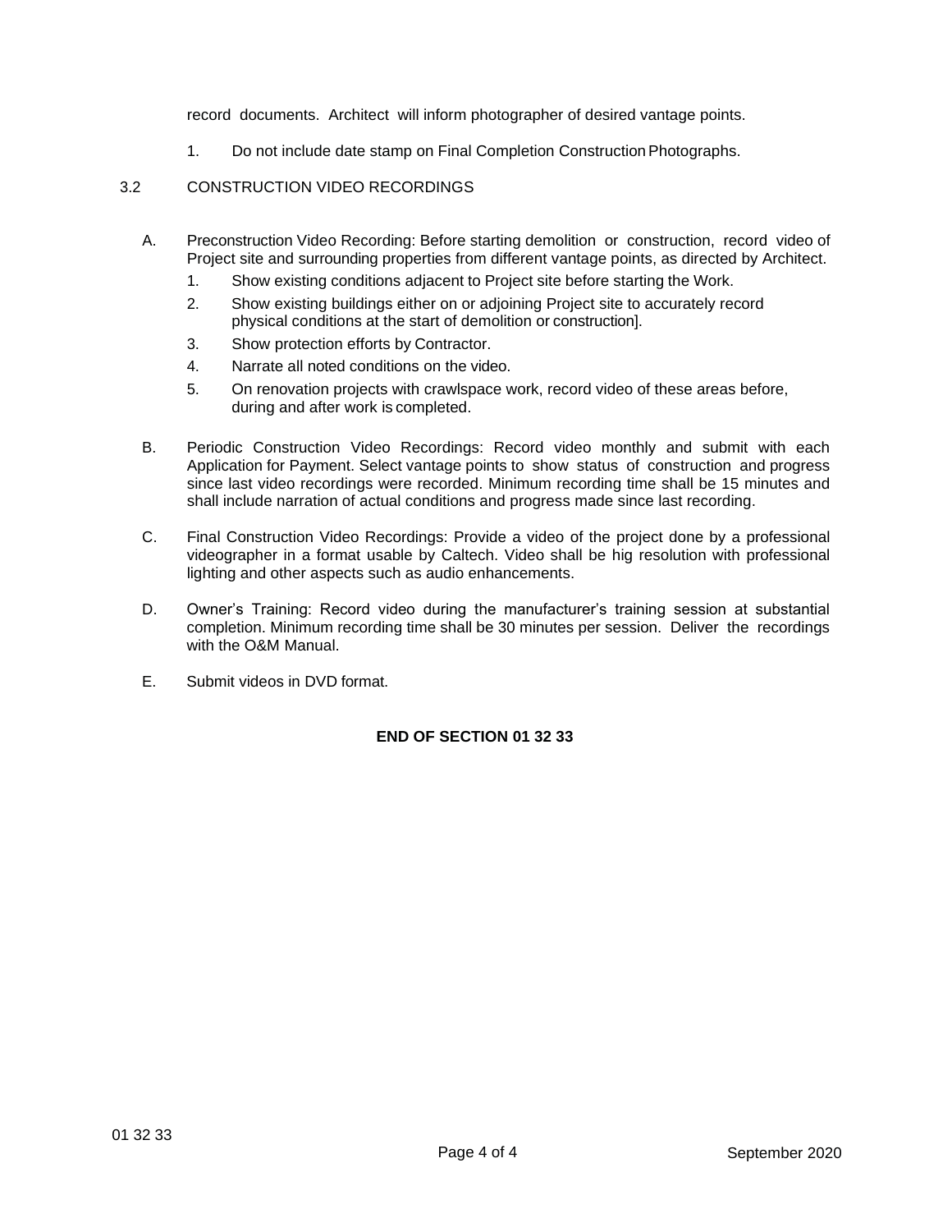record documents. Architect will inform photographer of desired vantage points.

1. Do not include date stamp on Final Completion Construction Photographs.

## 3.2 CONSTRUCTION VIDEO RECORDINGS

A. Preconstruction Video Recording: Before starting demolition or construction, record video of Project site and surrounding properties from different vantage points, as directed by Architect.
   1. Show existing conditions adjacent to Project site before starting the Work.
   2. Show existing buildings either on or adjoining Project site to accurately record physical conditions at the start of demolition or construction].
   3. Show protection efforts by Contractor.
   4. Narrate all noted conditions on the video.
   5. On renovation projects with crawlspace work, record video of these areas before, during and after work is completed.

B. Periodic Construction Video Recordings: Record video monthly and submit with each Application for Payment. Select vantage points to show status of construction and progress since last video recordings were recorded. Minimum recording time shall be 15 minutes and shall include narration of actual conditions and progress made since last recording.

C. Final Construction Video Recordings: Provide a video of the project done by a professional videographer in a format usable by Caltech. Video shall be hig resolution with professional lighting and other aspects such as audio enhancements.

D. Owner's Training: Record video during the manufacturer's training session at substantial completion. Minimum recording time shall be 30 minutes per session. Deliver the recordings with the O&M Manual.

E. Submit videos in DVD format.

**END OF SECTION 01 32 33**